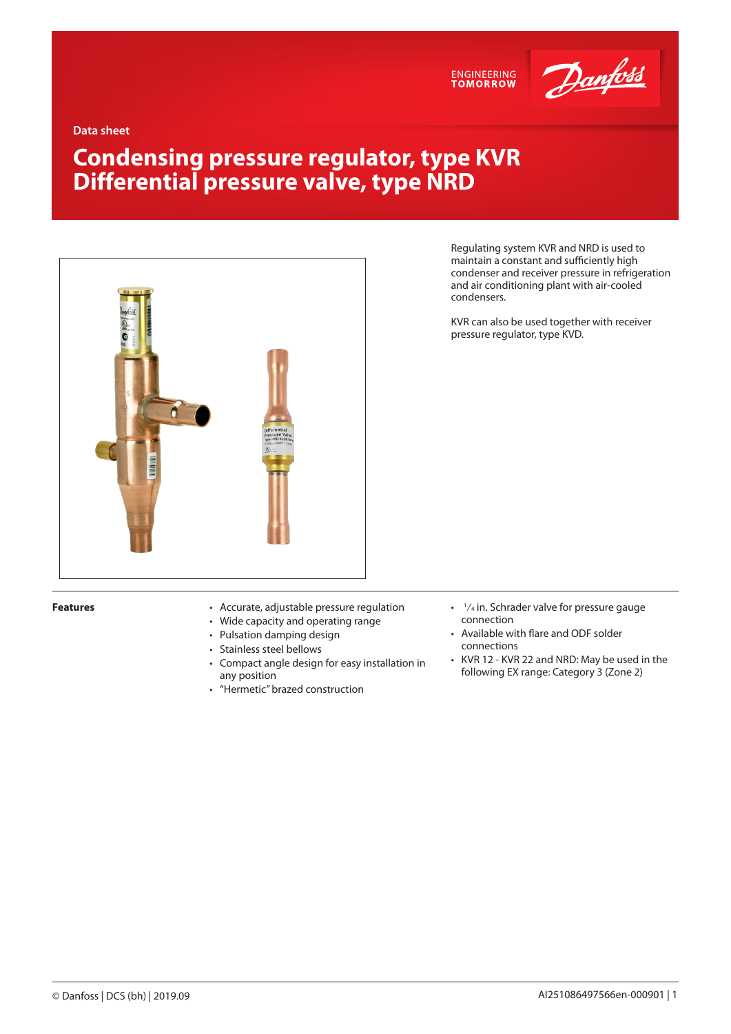Data sheet

# Condensing pressure regulator, type KVR
# Differential pressure valve, type NRD

Regulating system KVR and NRD is used to maintain a constant and sufficiently high condenser and receiver pressure in refrigeration and air conditioning plant with air-cooled condensers.

KVR can also be used together with receiver pressure regulator, type KVD.

**Features**

- Accurate, adjustable pressure regulation
- Wide capacity and operating range
- Pulsation damping design
- Stainless steel bellows
- Compact angle design for easy installation in any position
- "Hermetic" brazed construction
- ¼ in. Schrader valve for pressure gauge connection
- Available with flare and ODF solder connections
- KVR 12 - KVR 22 and NRD: May be used in the following EX range: Category 3 (Zone 2)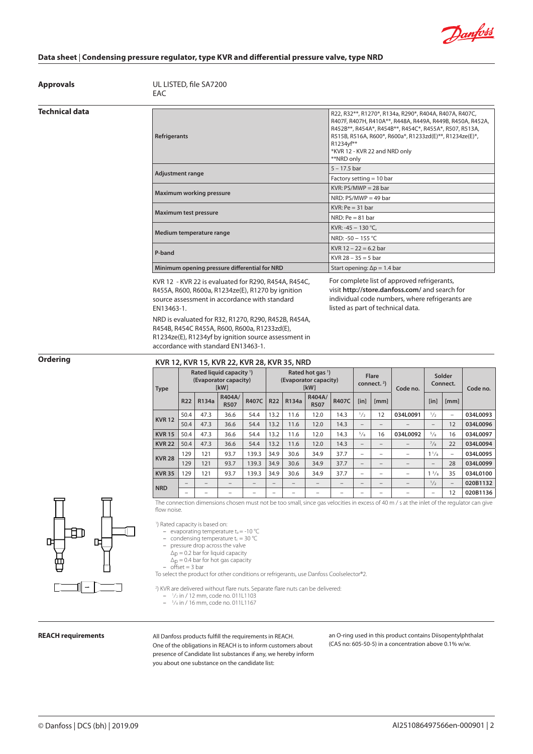# Data sheet | Condensing pressure regulator, type KVR and differential pressure valve, type NRD

## Approvals

UL LISTED, file SA7200
EAC

## Technical data

| | |
|---|---|
| **Refrigerants** | R22, R32**, R1270*, R134a, R290*, R404A, R407A, R407C, R407F, R407H, R410A**, R448A, R449A, R449B, R450A, R452A, R452B**, R454A*, R454B**, R454C*, R455A*, R507, R513A, R515B, R516A, R600*, R600a*, R1233zd(E)**, R1234ze(E)*, R1234yf** <br> *KVR 12 - KVR 22 and NRD only <br> **NRD only |
| **Adjustment range** | 5 – 17.5 bar |
| | Factory setting = 10 bar |
| **Maximum working pressure** | KVR: PS/MWP = 28 bar |
| | NRD: PS/MWP = 49 bar |
| **Maximum test pressure** | KVR: Pe = 31 bar |
| | NRD: Pe = 81 bar |
| **Medium temperature range** | KVR: -45 – 130 °C, |
| | NRD: -50 – 155 °C |
| **P-band** | KVR 12 – 22 = 6.2 bar |
| | KVR 28 – 35 = 5 bar |
| **Minimum opening pressure differential for NRD** | Start opening: Δp = 1.4 bar |

KVR 12 - KVR 22 is evaluated for R290, R454A, R454C, R455A, R600, R600a, R1234ze(E), R1270 by ignition source assessment in accordance with standard EN13463-1.

NRD is evaluated for R32, R1270, R290, R452B, R454A, R454B, R454C R455A, R600, R600a, R1233zd(E), R1234ze(E), R1234yf by ignition source assessment in accordance with standard EN13463-1.

For complete list of approved refrigerants, visit **http://store.danfoss.com/** and search for individual code numbers, where refrigerants are listed as part of technical data.

## Ordering

### KVR 12, KVR 15, KVR 22, KVR 28, KVR 35, NRD

| Type | Rated liquid capacity [1] (Evaporator capacity) [kW] | | | | Rated hot gas [1] (Evaporator capacity) [kW] | | | | Flare connect. [2] | | Code no. | Solder Connect. | | Code no. |
|---|---|---|---|---|---|---|---|---|---|---|---|---|---|---|
| | R22 | R134a | R404A/ R507 | R407C | R22 | R134a | R404A/ R507 | R407C | [in] | [mm] | | [in] | [mm] | |
| KVR 12 | 50.4 | 47.3 | 36.6 | 54.4 | 13.2 | 11.6 | 12.0 | 14.3 | 1/2 | 12 | 034L0091 | 1/2 | – | 034L0093 |
| KVR 12 | 50.4 | 47.3 | 36.6 | 54.4 | 13.2 | 11.6 | 12.0 | 14.3 | – | – | – | – | 12 | 034L0096 |
| KVR 15 | 50.4 | 47.3 | 36.6 | 54.4 | 13.2 | 11.6 | 12.0 | 14.3 | 5/8 | 16 | 034L0092 | 5/8 | 16 | 034L0097 |
| KVR 22 | 50.4 | 47.3 | 36.6 | 54.4 | 13.2 | 11.6 | 12.0 | 14.3 | – | – | – | 7/8 | 22 | 034L0094 |
| KVR 28 | 129 | 121 | 93.7 | 139.3 | 34.9 | 30.6 | 34.9 | 37.7 | – | – | – | 1 1/8 | – | 034L0095 |
| KVR 28 | 129 | 121 | 93.7 | 139.3 | 34.9 | 30.6 | 34.9 | 37.7 | – | – | – | – | 28 | 034L0099 |
| KVR 35 | 129 | 121 | 93.7 | 139.3 | 34.9 | 30.6 | 34.9 | 37.7 | – | – | – | 1 3/8 | 35 | 034L0100 |
| NRD | – | – | – | – | – | – | – | – | – | – | – | 1/2 | – | 020B1132 |
| NRD | – | – | – | – | – | – | – | – | – | – | – | – | 12 | 020B1136 |

The connection dimensions chosen must not be too small, since gas velocities in excess of 40 m / s at the inlet of the regulator can give flow noise.

[1] Rated capacity is based on:
- evaporating temperature $t_e$ = -10 °C
- condensing temperature $t_c$ = 30 °C
- pressure drop across the valve
  - Δp = 0.2 bar for liquid capacity
  - Δp = 0.4 bar for hot gas capacity
- offset = 3 bar

To select the product for other conditions or refrigerants, use Danfoss Coolselector®2.

[2] KVR are delivered without flare nuts. Separate flare nuts can be delivered:
- 1/2 in / 12 mm, code no. 011L1103
- 5/8 in / 16 mm, code no. 011L1167

## REACH requirements

All Danfoss products fulfill the requirements in REACH. One of the obligations in REACH is to inform customers about presence of Candidate list substances if any, we hereby inform you about one substance on the candidate list:

an O-ring used in this product contains Diisopentylphthalat (CAS no: 605-50-5) in a concentration above 0.1% w/w.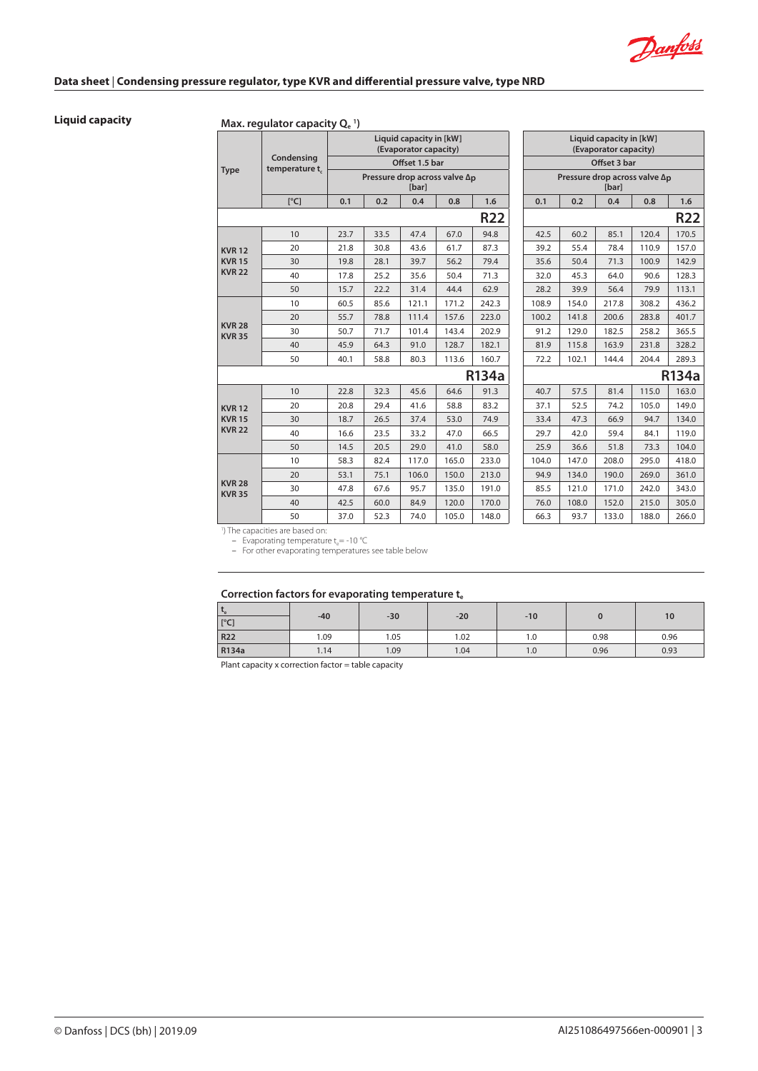## Liquid capacity

**Max. regulator capacity $Q_e$ [1])**

| Type | Condensing temperature $t_c$ | Liquid capacity in [kW] (Evaporator capacity) Offset 1.5 bar | | | | | Liquid capacity in [kW] (Evaporator capacity) Offset 3 bar | | | | |
|---|---|---|---|---|---|---|---|---|---|---|---|
| | | Pressure drop across valve Δp [bar] | | | | | Pressure drop across valve Δp [bar] | | | | |
| | [°C] | 0.1 | 0.2 | 0.4 | 0.8 | 1.6 | 0.1 | 0.2 | 0.4 | 0.8 | 1.6 |
| **R22** | | | | | | | | | | | |
| KVR 12 KVR 15 KVR 22 | 10 | 23.7 | 33.5 | 47.4 | 67.0 | 94.8 | 42.5 | 60.2 | 85.1 | 120.4 | 170.5 |
| | 20 | 21.8 | 30.8 | 43.6 | 61.7 | 87.3 | 39.2 | 55.4 | 78.4 | 110.9 | 157.0 |
| | 30 | 19.8 | 28.1 | 39.7 | 56.2 | 79.4 | 35.6 | 50.4 | 71.3 | 100.9 | 142.9 |
| | 40 | 17.8 | 25.2 | 35.6 | 50.4 | 71.3 | 32.0 | 45.3 | 64.0 | 90.6 | 128.3 |
| | 50 | 15.7 | 22.2 | 31.4 | 44.4 | 62.9 | 28.2 | 39.9 | 56.4 | 79.9 | 113.1 |
| KVR 28 KVR 35 | 10 | 60.5 | 85.6 | 121.1 | 171.2 | 242.3 | 108.9 | 154.0 | 217.8 | 308.2 | 436.2 |
| | 20 | 55.7 | 78.8 | 111.4 | 157.6 | 223.0 | 100.2 | 141.8 | 200.6 | 283.8 | 401.7 |
| | 30 | 50.7 | 71.7 | 101.4 | 143.4 | 202.9 | 91.2 | 129.0 | 182.5 | 258.2 | 365.5 |
| | 40 | 45.9 | 64.3 | 91.0 | 128.7 | 182.1 | 81.9 | 115.8 | 163.9 | 231.8 | 328.2 |
| | 50 | 40.1 | 58.8 | 80.3 | 113.6 | 160.7 | 72.2 | 102.1 | 144.4 | 204.4 | 289.3 |
| **R134a** | | | | | | | | | | | |
| KVR 12 KVR 15 KVR 22 | 10 | 22.8 | 32.3 | 45.6 | 64.6 | 91.3 | 40.7 | 57.5 | 81.4 | 115.0 | 163.0 |
| | 20 | 20.8 | 29.4 | 41.6 | 58.8 | 83.2 | 37.1 | 52.5 | 74.2 | 105.0 | 149.0 |
| | 30 | 18.7 | 26.5 | 37.4 | 53.0 | 74.9 | 33.4 | 47.3 | 66.9 | 94.7 | 134.0 |
| | 40 | 16.6 | 23.5 | 33.2 | 47.0 | 66.5 | 29.7 | 42.0 | 59.4 | 84.1 | 119.0 |
| | 50 | 14.5 | 20.5 | 29.0 | 41.0 | 58.0 | 25.9 | 36.6 | 51.8 | 73.3 | 104.0 |
| KVR 28 KVR 35 | 10 | 58.3 | 82.4 | 117.0 | 165.0 | 233.0 | 104.0 | 147.0 | 208.0 | 295.0 | 418.0 |
| | 20 | 53.1 | 75.1 | 106.0 | 150.0 | 213.0 | 94.9 | 134.0 | 190.0 | 269.0 | 361.0 |
| | 30 | 47.8 | 67.6 | 95.7 | 135.0 | 191.0 | 85.5 | 121.0 | 171.0 | 242.0 | 343.0 |
| | 40 | 42.5 | 60.0 | 84.9 | 120.0 | 170.0 | 76.0 | 108.0 | 152.0 | 215.0 | 305.0 |
| | 50 | 37.0 | 52.3 | 74.0 | 105.0 | 148.0 | 66.3 | 93.7 | 133.0 | 188.0 | 266.0 |

[1]) The capacities are based on:
- Evaporating temperature $t_e$ = -10 °C
- For other evaporating temperatures see table below

**Correction factors for evaporating temperature $t_e$**

| $t_e$ [°C] | -40 | -30 | -20 | -10 | 0 | 10 |
|---|---|---|---|---|---|---|
| R22 | 1.09 | 1.05 | 1.02 | 1.0 | 0.98 | 0.96 |
| R134a | 1.14 | 1.09 | 1.04 | 1.0 | 0.96 | 0.93 |

Plant capacity x correction factor = table capacity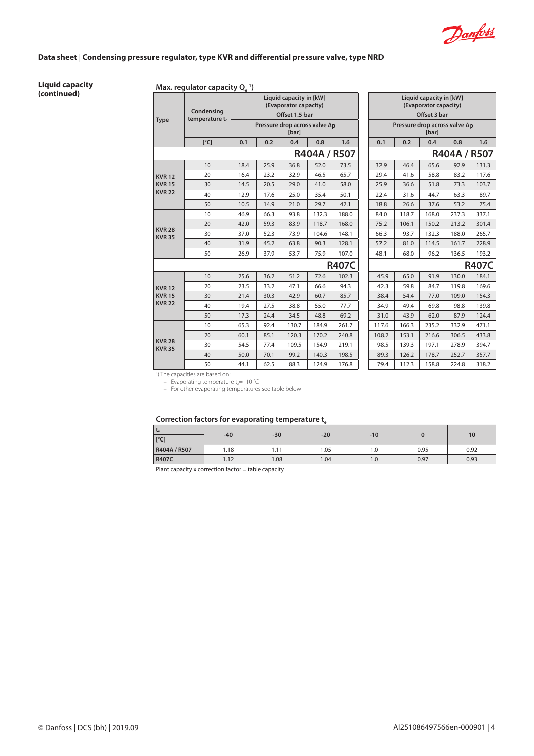## Liquid capacity (continued)

### Max. regulator capacity $Q_e$ [1])

| Type | Condensing temperature $t_c$ | Liquid capacity in [kW] (Evaporator capacity) | | | | | Liquid capacity in [kW] (Evaporator capacity) | | | | |
|---|---|---|---|---|---|---|---|---|---|---|---|
| | | Offset 1.5 bar | | | | | Offset 3 bar | | | | |
| | | Pressure drop across valve Δp [bar] | | | | | Pressure drop across valve Δp [bar] | | | | |
| | [°C] | 0.1 | 0.2 | 0.4 | 0.8 | 1.6 | 0.1 | 0.2 | 0.4 | 0.8 | 1.6 |
| **R404A / R507** | | | | | | | | | | | |
| KVR 12 KVR 15 KVR 22 | 10 | 18.4 | 25.9 | 36.8 | 52.0 | 73.5 | 32.9 | 46.4 | 65.6 | 92.9 | 131.3 |
| | 20 | 16.4 | 23.2 | 32.9 | 46.5 | 65.7 | 29.4 | 41.6 | 58.8 | 83.2 | 117.6 |
| | 30 | 14.5 | 20.5 | 29.0 | 41.0 | 58.0 | 25.9 | 36.6 | 51.8 | 73.3 | 103.7 |
| | 40 | 12.9 | 17.6 | 25.0 | 35.4 | 50.1 | 22.4 | 31.6 | 44.7 | 63.3 | 89.7 |
| | 50 | 10.5 | 14.9 | 21.0 | 29.7 | 42.1 | 18.8 | 26.6 | 37.6 | 53.2 | 75.4 |
| KVR 28 KVR 35 | 10 | 46.9 | 66.3 | 93.8 | 132.3 | 188.0 | 84.0 | 118.7 | 168.0 | 237.3 | 337.1 |
| | 20 | 42.0 | 59.3 | 83.9 | 118.7 | 168.0 | 75.2 | 106.1 | 150.2 | 213.2 | 301.4 |
| | 30 | 37.0 | 52.3 | 73.9 | 104.6 | 148.1 | 66.3 | 93.7 | 132.3 | 188.0 | 265.7 |
| | 40 | 31.9 | 45.2 | 63.8 | 90.3 | 128.1 | 57.2 | 81.0 | 114.5 | 161.7 | 228.9 |
| | 50 | 26.9 | 37.9 | 53.7 | 75.9 | 107.0 | 48.1 | 68.0 | 96.2 | 136.5 | 193.2 |
| **R407C** | | | | | | | | | | | |
| KVR 12 KVR 15 KVR 22 | 10 | 25.6 | 36.2 | 51.2 | 72.6 | 102.3 | 45.9 | 65.0 | 91.9 | 130.0 | 184.1 |
| | 20 | 23.5 | 33.2 | 47.1 | 66.6 | 94.3 | 42.3 | 59.8 | 84.7 | 119.8 | 169.6 |
| | 30 | 21.4 | 30.3 | 42.9 | 60.7 | 85.7 | 38.4 | 54.4 | 77.0 | 109.0 | 154.3 |
| | 40 | 19.4 | 27.5 | 38.8 | 55.0 | 77.7 | 34.9 | 49.4 | 69.8 | 98.8 | 139.8 |
| | 50 | 17.3 | 24.4 | 34.5 | 48.8 | 69.2 | 31.0 | 43.9 | 62.0 | 87.9 | 124.4 |
| KVR 28 KVR 35 | 10 | 65.3 | 92.4 | 130.7 | 184.9 | 261.7 | 117.6 | 166.3 | 235.2 | 332.9 | 471.1 |
| | 20 | 60.1 | 85.1 | 120.3 | 170.2 | 240.8 | 108.2 | 153.1 | 216.6 | 306.5 | 433.8 |
| | 30 | 54.5 | 77.4 | 109.5 | 154.9 | 219.1 | 98.5 | 139.3 | 197.1 | 278.9 | 394.7 |
| | 40 | 50.0 | 70.1 | 99.2 | 140.3 | 198.5 | 89.3 | 126.2 | 178.7 | 252.7 | 357.7 |
| | 50 | 44.1 | 62.5 | 88.3 | 124.9 | 176.8 | 79.4 | 112.3 | 158.8 | 224.8 | 318.2 |

[1]) The capacities are based on:
- Evaporating temperature $t_e$ = -10 °C
- For other evaporating temperatures see table below

### Correction factors for evaporating temperature $t_e$

| $t_e$ [°C] | -40 | -30 | -20 | -10 | 0 | 10 |
|---|---|---|---|---|---|---|
| **R404A / R507** | 1.18 | 1.11 | 1.05 | 1.0 | 0.95 | 0.92 |
| **R407C** | 1.12 | 1.08 | 1.04 | 1.0 | 0.97 | 0.93 |

Plant capacity x correction factor = table capacity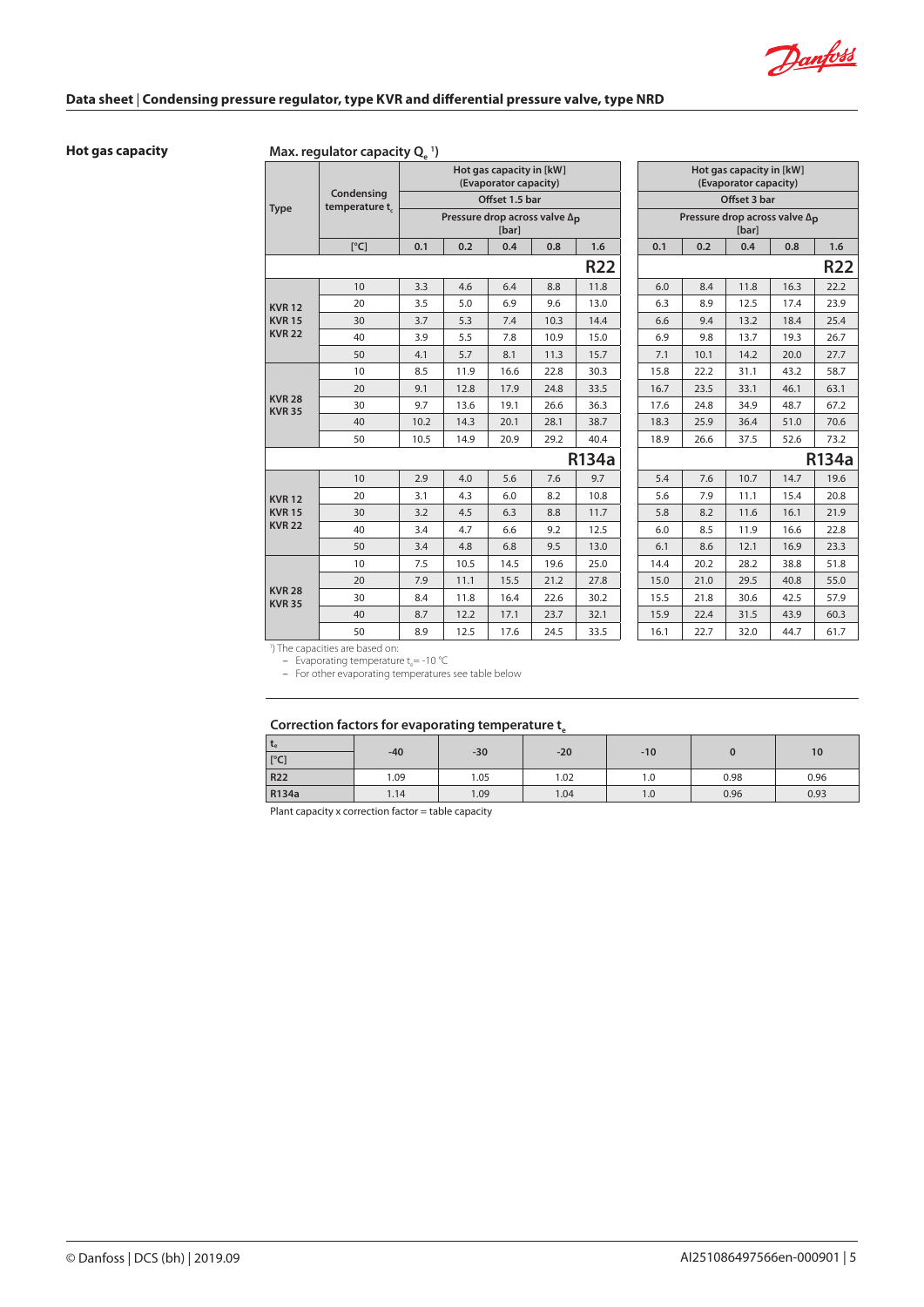## Hot gas capacity

### Max. regulator capacity $Q_e$ [1])

| Type | Condensing temperature $t_c$ | Hot gas capacity in [kW] (Evaporator capacity) Offset 1.5 bar | | | | | Hot gas capacity in [kW] (Evaporator capacity) Offset 3 bar | | | | |
|---|---|---|---|---|---|---|---|---|---|---|---|
| | | Pressure drop across valve Δp [bar] | | | | | Pressure drop across valve Δp [bar] | | | | |
| | [°C] | 0.1 | 0.2 | 0.4 | 0.8 | 1.6 | 0.1 | 0.2 | 0.4 | 0.8 | 1.6 |
| | | | | | | **R22** | | | | | **R22** |
| KVR 12 KVR 15 KVR 22 | 10 | 3.3 | 4.6 | 6.4 | 8.8 | 11.8 | 6.0 | 8.4 | 11.8 | 16.3 | 22.2 |
| | 20 | 3.5 | 5.0 | 6.9 | 9.6 | 13.0 | 6.3 | 8.9 | 12.5 | 17.4 | 23.9 |
| | 30 | 3.7 | 5.3 | 7.4 | 10.3 | 14.4 | 6.6 | 9.4 | 13.2 | 18.4 | 25.4 |
| | 40 | 3.9 | 5.5 | 7.8 | 10.9 | 15.0 | 6.9 | 9.8 | 13.7 | 19.3 | 26.7 |
| | 50 | 4.1 | 5.7 | 8.1 | 11.3 | 15.7 | 7.1 | 10.1 | 14.2 | 20.0 | 27.7 |
| KVR 28 KVR 35 | 10 | 8.5 | 11.9 | 16.6 | 22.8 | 30.3 | 15.8 | 22.2 | 31.1 | 43.2 | 58.7 |
| | 20 | 9.1 | 12.8 | 17.9 | 24.8 | 33.5 | 16.7 | 23.5 | 33.1 | 46.1 | 63.1 |
| | 30 | 9.7 | 13.6 | 19.1 | 26.6 | 36.3 | 17.6 | 24.8 | 34.9 | 48.7 | 67.2 |
| | 40 | 10.2 | 14.3 | 20.1 | 28.1 | 38.7 | 18.3 | 25.9 | 36.4 | 51.0 | 70.6 |
| | 50 | 10.5 | 14.9 | 20.9 | 29.2 | 40.4 | 18.9 | 26.6 | 37.5 | 52.6 | 73.2 |
| | | | | | | **R134a** | | | | | **R134a** |
| KVR 12 KVR 15 KVR 22 | 10 | 2.9 | 4.0 | 5.6 | 7.6 | 9.7 | 5.4 | 7.6 | 10.7 | 14.7 | 19.6 |
| | 20 | 3.1 | 4.3 | 6.0 | 8.2 | 10.8 | 5.6 | 7.9 | 11.1 | 15.4 | 20.8 |
| | 30 | 3.2 | 4.5 | 6.3 | 8.8 | 11.7 | 5.8 | 8.2 | 11.6 | 16.1 | 21.9 |
| | 40 | 3.4 | 4.7 | 6.6 | 9.2 | 12.5 | 6.0 | 8.5 | 11.9 | 16.6 | 22.8 |
| | 50 | 3.4 | 4.8 | 6.8 | 9.5 | 13.0 | 6.1 | 8.6 | 12.1 | 16.9 | 23.3 |
| KVR 28 KVR 35 | 10 | 7.5 | 10.5 | 14.5 | 19.6 | 25.0 | 14.4 | 20.2 | 28.2 | 38.8 | 51.8 |
| | 20 | 7.9 | 11.1 | 15.5 | 21.2 | 27.8 | 15.0 | 21.0 | 29.5 | 40.8 | 55.0 |
| | 30 | 8.4 | 11.8 | 16.4 | 22.6 | 30.2 | 15.5 | 21.8 | 30.6 | 42.5 | 57.9 |
| | 40 | 8.7 | 12.2 | 17.1 | 23.7 | 32.1 | 15.9 | 22.4 | 31.5 | 43.9 | 60.3 |
| | 50 | 8.9 | 12.5 | 17.6 | 24.5 | 33.5 | 16.1 | 22.7 | 32.0 | 44.7 | 61.7 |

[1]) The capacities are based on:
- Evaporating temperature $t_e = -10$ °C
- For other evaporating temperatures see table below

### Correction factors for evaporating temperature $t_e$

| $t_e$ [°C] | -40 | -30 | -20 | -10 | 0 | 10 |
|---|---|---|---|---|---|---|
| R22 | 1.09 | 1.05 | 1.02 | 1.0 | 0.98 | 0.96 |
| R134a | 1.14 | 1.09 | 1.04 | 1.0 | 0.96 | 0.93 |

Plant capacity x correction factor = table capacity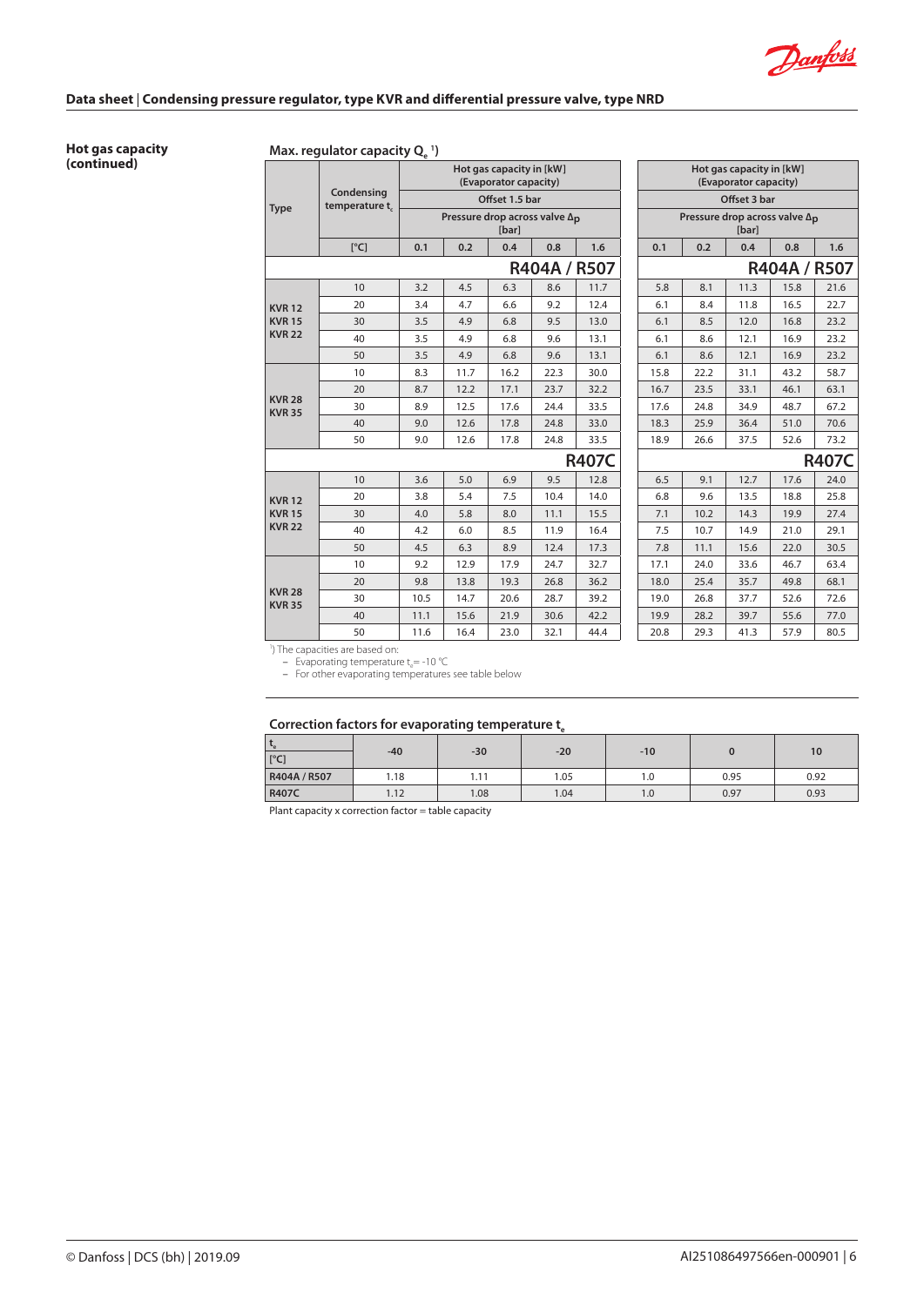**Hot gas capacity (continued)**

#### Max. regulator capacity $Q_e$ [1])

| Type | Condensing temperature $t_c$ | Hot gas capacity in [kW] (Evaporator capacity) Offset 1.5 bar, Pressure drop across valve Δp [bar] | | | | | Hot gas capacity in [kW] (Evaporator capacity) Offset 3 bar, Pressure drop across valve Δp [bar] | | | | |
|---|---|---|---|---|---|---|---|---|---|---|---|
| | [°C] | 0.1 | 0.2 | 0.4 | 0.8 | 1.6 | 0.1 | 0.2 | 0.4 | 0.8 | 1.6 |
| | | **R404A / R507** | | | | | **R404A / R507** | | | | |
| KVR 12 KVR 15 KVR 22 | 10 | 3.2 | 4.5 | 6.3 | 8.6 | 11.7 | 5.8 | 8.1 | 11.3 | 15.8 | 21.6 |
| | 20 | 3.4 | 4.7 | 6.6 | 9.2 | 12.4 | 6.1 | 8.4 | 11.8 | 16.5 | 22.7 |
| | 30 | 3.5 | 4.9 | 6.8 | 9.5 | 13.0 | 6.1 | 8.5 | 12.0 | 16.8 | 23.2 |
| | 40 | 3.5 | 4.9 | 6.8 | 9.6 | 13.1 | 6.1 | 8.6 | 12.1 | 16.9 | 23.2 |
| | 50 | 3.5 | 4.9 | 6.8 | 9.6 | 13.1 | 6.1 | 8.6 | 12.1 | 16.9 | 23.2 |
| KVR 28 KVR 35 | 10 | 8.3 | 11.7 | 16.2 | 22.3 | 30.0 | 15.8 | 22.2 | 31.1 | 43.2 | 58.7 |
| | 20 | 8.7 | 12.2 | 17.1 | 23.7 | 32.2 | 16.7 | 23.5 | 33.1 | 46.1 | 63.1 |
| | 30 | 8.9 | 12.5 | 17.6 | 24.4 | 33.5 | 17.6 | 24.8 | 34.9 | 48.7 | 67.2 |
| | 40 | 9.0 | 12.6 | 17.8 | 24.8 | 33.0 | 18.3 | 25.9 | 36.4 | 51.0 | 70.6 |
| | 50 | 9.0 | 12.6 | 17.8 | 24.8 | 33.5 | 18.9 | 26.6 | 37.5 | 52.6 | 73.2 |
| | | **R407C** | | | | | **R407C** | | | | |
| KVR 12 KVR 15 KVR 22 | 10 | 3.6 | 5.0 | 6.9 | 9.5 | 12.8 | 6.5 | 9.1 | 12.7 | 17.6 | 24.0 |
| | 20 | 3.8 | 5.4 | 7.5 | 10.4 | 14.0 | 6.8 | 9.6 | 13.5 | 18.8 | 25.8 |
| | 30 | 4.0 | 5.8 | 8.0 | 11.1 | 15.5 | 7.1 | 10.2 | 14.3 | 19.9 | 27.4 |
| | 40 | 4.2 | 6.0 | 8.5 | 11.9 | 16.4 | 7.5 | 10.7 | 14.9 | 21.0 | 29.1 |
| | 50 | 4.5 | 6.3 | 8.9 | 12.4 | 17.3 | 7.8 | 11.1 | 15.6 | 22.0 | 30.5 |
| KVR 28 KVR 35 | 10 | 9.2 | 12.9 | 17.9 | 24.7 | 32.7 | 17.1 | 24.0 | 33.6 | 46.7 | 63.4 |
| | 20 | 9.8 | 13.8 | 19.3 | 26.8 | 36.2 | 18.0 | 25.4 | 35.7 | 49.8 | 68.1 |
| | 30 | 10.5 | 14.7 | 20.6 | 28.7 | 39.2 | 19.0 | 26.8 | 37.7 | 52.6 | 72.6 |
| | 40 | 11.1 | 15.6 | 21.9 | 30.6 | 42.2 | 19.9 | 28.2 | 39.7 | 55.6 | 77.0 |
| | 50 | 11.6 | 16.4 | 23.0 | 32.1 | 44.4 | 20.8 | 29.3 | 41.3 | 57.9 | 80.5 |

[1]) The capacities are based on:
- Evaporating temperature $t_e$ = -10 °C
- For other evaporating temperatures see table below

#### Correction factors for evaporating temperature $t_e$

| $t_e$ [°C] | -40 | -30 | -20 | -10 | 0 | 10 |
|---|---|---|---|---|---|---|
| **R404A / R507** | 1.18 | 1.11 | 1.05 | 1.0 | 0.95 | 0.92 |
| **R407C** | 1.12 | 1.08 | 1.04 | 1.0 | 0.97 | 0.93 |

Plant capacity x correction factor = table capacity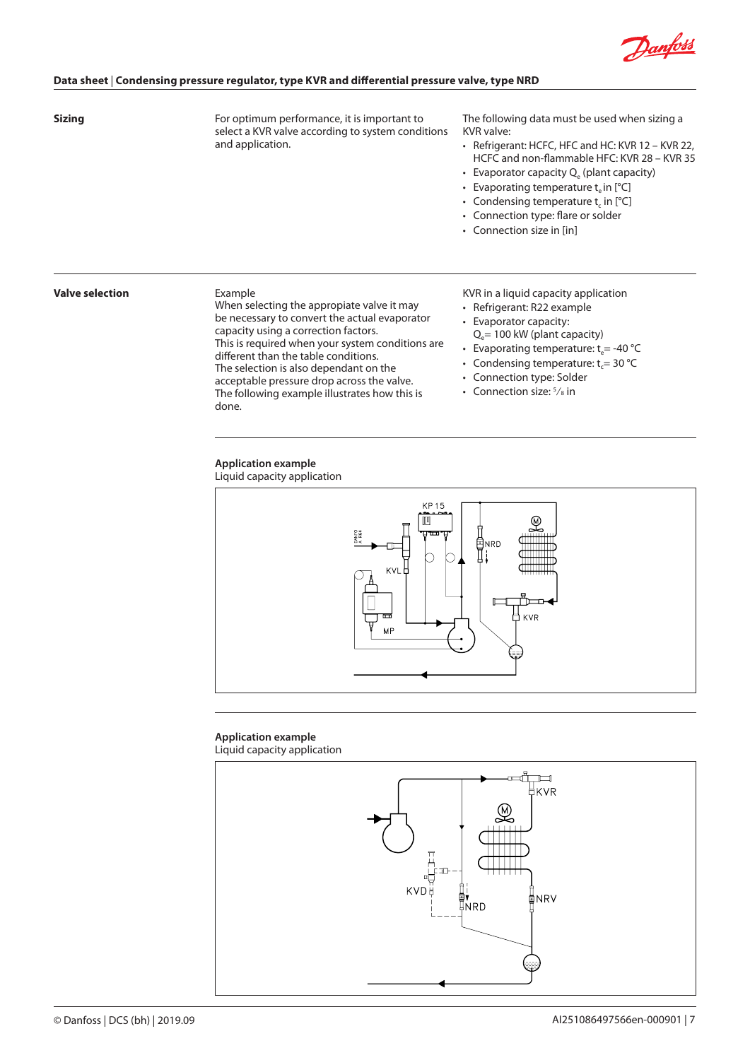## Sizing

For optimum performance, it is important to select a KVR valve according to system conditions and application.

The following data must be used when sizing a KVR valve:

- Refrigerant: HCFC, HFC and HC: KVR 12 – KVR 22, HCFC and non-flammable HFC: KVR 28 – KVR 35
- Evaporator capacity $Q_e$ (plant capacity)
- Evaporating temperature $t_e$ in [°C]
- Condensing temperature $t_c$ in [°C]
- Connection type: flare or solder
- Connection size in [in]

## Valve selection

Example
When selecting the appropiate valve it may be necessary to convert the actual evaporator capacity using a correction factors.
This is required when your system conditions are different than the table conditions.
The selection is also dependant on the acceptable pressure drop across the valve.
The following example illustrates how this is done.

KVR in a liquid capacity application

- Refrigerant: R22 example
- Evaporator capacity: $Q_e$= 100 kW (plant capacity)
- Evaporating temperature: $t_e$= -40 °C
- Condensing temperature: $t_c$= 30 °C
- Connection type: Solder
- Connection size: 5/8 in

**Application example**
Liquid capacity application

**Application example**
Liquid capacity application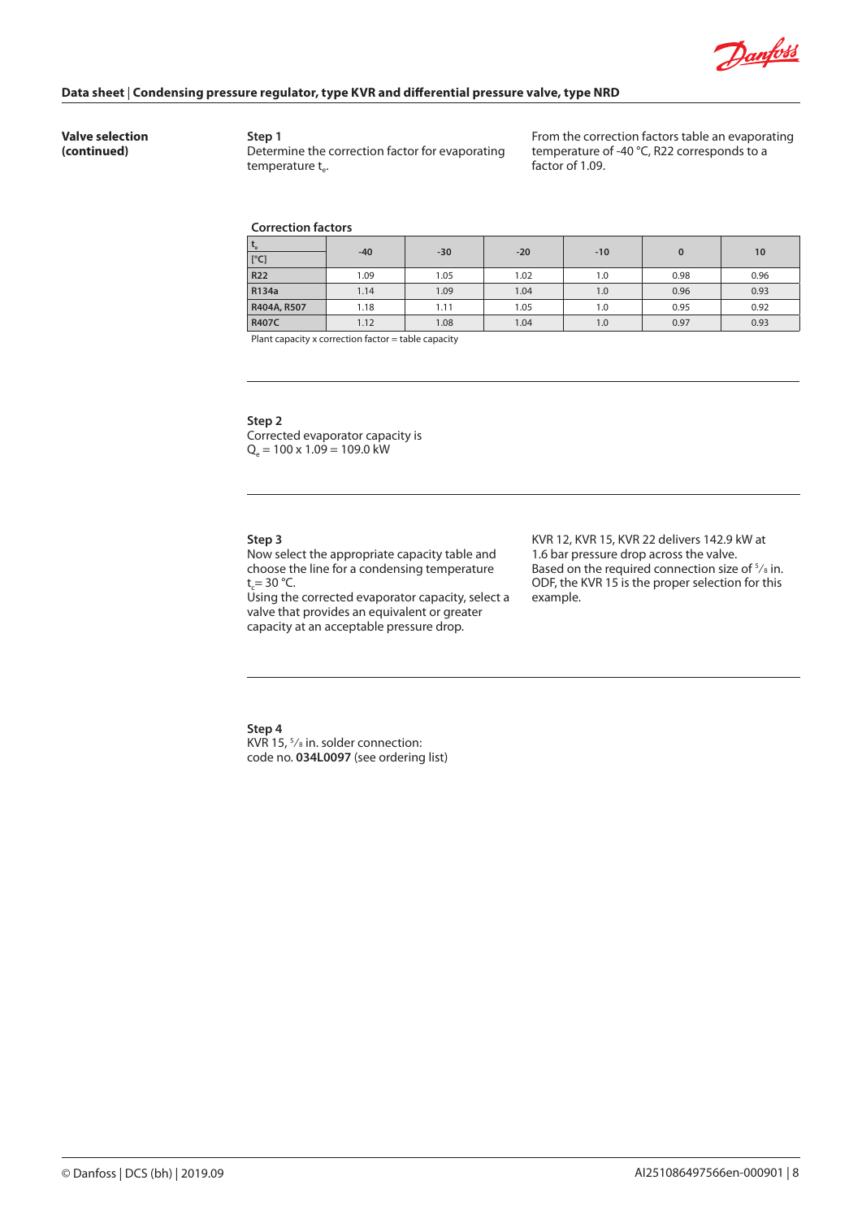## Valve selection (continued)

**Step 1**
Determine the correction factor for evaporating temperature $t_e$.

From the correction factors table an evaporating temperature of -40 °C, R22 corresponds to a factor of 1.09.

**Correction factors**

| $t_e$ [°C] | -40 | -30 | -20 | -10 | 0 | 10 |
|---|---|---|---|---|---|---|
| **R22** | 1.09 | 1.05 | 1.02 | 1.0 | 0.98 | 0.96 |
| **R134a** | 1.14 | 1.09 | 1.04 | 1.0 | 0.96 | 0.93 |
| **R404A, R507** | 1.18 | 1.11 | 1.05 | 1.0 | 0.95 | 0.92 |
| **R407C** | 1.12 | 1.08 | 1.04 | 1.0 | 0.97 | 0.93 |

Plant capacity x correction factor = table capacity

---

**Step 2**
Corrected evaporator capacity is
$Q_e = 100 \times 1.09 = 109.0$ kW

---

**Step 3**
Now select the appropriate capacity table and choose the line for a condensing temperature $t_c = 30$ °C.
Using the corrected evaporator capacity, select a valve that provides an equivalent or greater capacity at an acceptable pressure drop.

KVR 12, KVR 15, KVR 22 delivers 142.9 kW at 1.6 bar pressure drop across the valve.
Based on the required connection size of 5/8 in. ODF, the KVR 15 is the proper selection for this example.

---

**Step 4**
KVR 15, 5/8 in. solder connection:
code no. **034L0097** (see ordering list)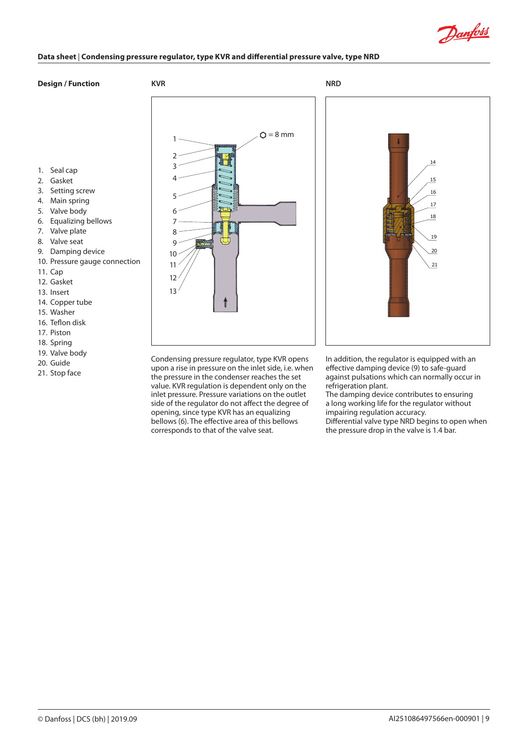## Design / Function

**KVR**

**NRD**

1. Seal cap
2. Gasket
3. Setting screw
4. Main spring
5. Valve body
6. Equalizing bellows
7. Valve plate
8. Valve seat
9. Damping device
10. Pressure gauge connection
11. Cap
12. Gasket
13. Insert
14. Copper tube
15. Washer
16. Teflon disk
17. Piston
18. Spring
19. Valve body
20. Guide
21. Stop face

Condensing pressure regulator, type KVR opens upon a rise in pressure on the inlet side, i.e. when the pressure in the condenser reaches the set value. KVR regulation is dependent only on the inlet pressure. Pressure variations on the outlet side of the regulator do not affect the degree of opening, since type KVR has an equalizing bellows (6). The effective area of this bellows corresponds to that of the valve seat.

In addition, the regulator is equipped with an effective damping device (9) to safe-guard against pulsations which can normally occur in refrigeration plant.
The damping device contributes to ensuring a long working life for the regulator without impairing regulation accuracy.
Differential valve type NRD begins to open when the pressure drop in the valve is 1.4 bar.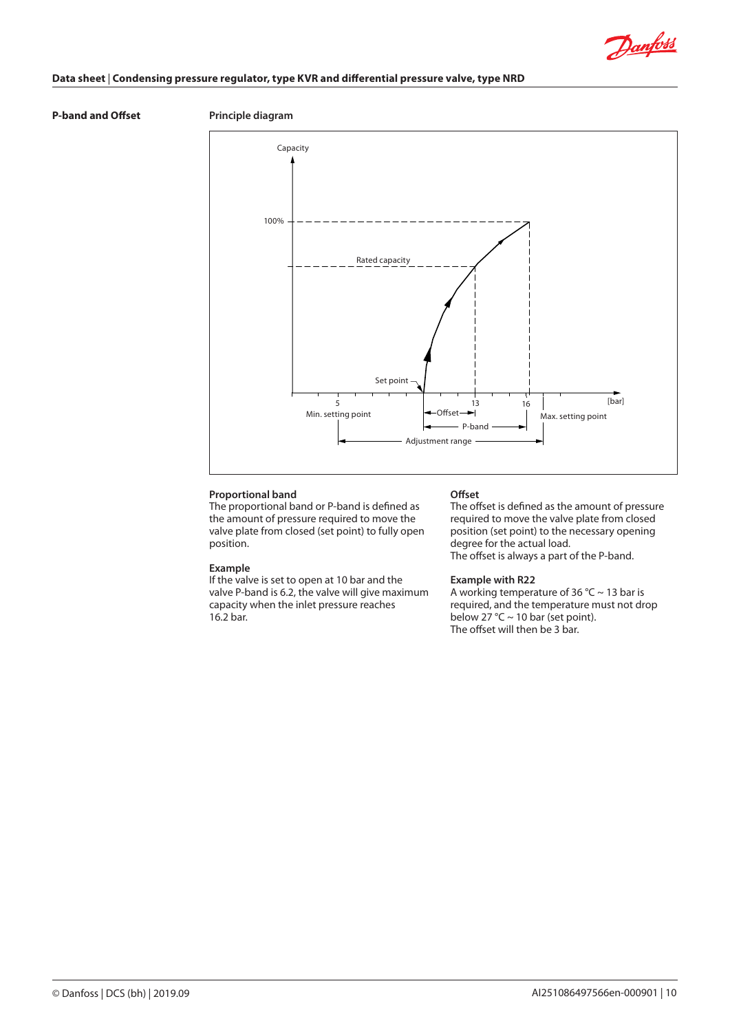## P-band and Offset

**Principle diagram**

Capacity

100%

Rated capacity

Set point

5 — Min. setting point

13

16

[bar]

Max. setting point

Offset

P-band

Adjustment range

**Proportional band**

The proportional band or P-band is defined as the amount of pressure required to move the valve plate from closed (set point) to fully open position.

**Example**

If the valve is set to open at 10 bar and the valve P-band is 6.2, the valve will give maximum capacity when the inlet pressure reaches 16.2 bar.

**Offset**

The offset is defined as the amount of pressure required to move the valve plate from closed position (set point) to the necessary opening degree for the actual load.

The offset is always a part of the P-band.

**Example with R22**

A working temperature of 36 °C ~ 13 bar is required, and the temperature must not drop below 27 °C ~ 10 bar (set point).

The offset will then be 3 bar.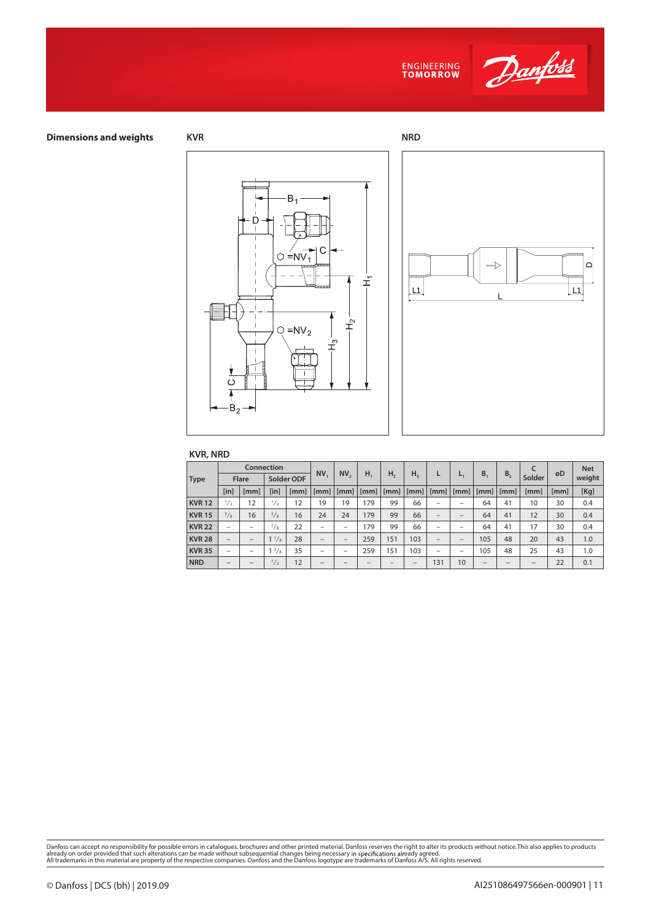**Dimensions and weights**

**KVR**

**NRD**

B1
D
C
=NV1
H1
H2
=NV2
H3
C
B2

L1
L
L1
D

**KVR, NRD**

| Type | Connection | | | | $NV_1$ | $NV_2$ | $H_1$ | $H_2$ | $H_3$ | L | $L_1$ | $B_1$ | $B_2$ | C Solder | øD | Net weight |
|---|---|---|---|---|---|---|---|---|---|---|---|---|---|---|---|---|
| | Flare | | Solder ODF | | | | | | | | | | | | | |
| | [in] | [mm] | [in] | [mm] | [mm] | [mm] | [mm] | [mm] | [mm] | [mm] | [mm] | [mm] | [mm] | [mm] | [mm] | [Kg] |
| **KVR 12** | 1/2 | 12 | 1/2 | 12 | 19 | 19 | 179 | 99 | 66 | – | – | 64 | 41 | 10 | 30 | 0.4 |
| **KVR 15** | 5/8 | 16 | 5/8 | 16 | 24 | 24 | 179 | 99 | 66 | – | – | 64 | 41 | 12 | 30 | 0.4 |
| **KVR 22** | – | – | 7/8 | 22 | – | – | 179 | 99 | 66 | – | – | 64 | 41 | 17 | 30 | 0.4 |
| **KVR 28** | – | – | 1 1/8 | 28 | – | – | 259 | 151 | 103 | – | – | 105 | 48 | 20 | 43 | 1.0 |
| **KVR 35** | – | – | 1 3/8 | 35 | – | – | 259 | 151 | 103 | – | – | 105 | 48 | 25 | 43 | 1.0 |
| **NRD** | – | – | 1/2 | 12 | – | – | – | – | – | 131 | 10 | – | – | – | 22 | 0.1 |

Danfoss can accept no responsibility for possible errors in catalogues, brochures and other printed material. Danfoss reserves the right to alter its products without notice. This also applies to products already on order provided that such alterations can be made without subsequential changes being necessary in specifications already agreed.
All trademarks in this material are property of the respective companies. Danfoss and the Danfoss logotype are trademarks of Danfoss A/S. All rights reserved.

© Danfoss | DCS (bh) | 2019.09

AI251086497566en-000901